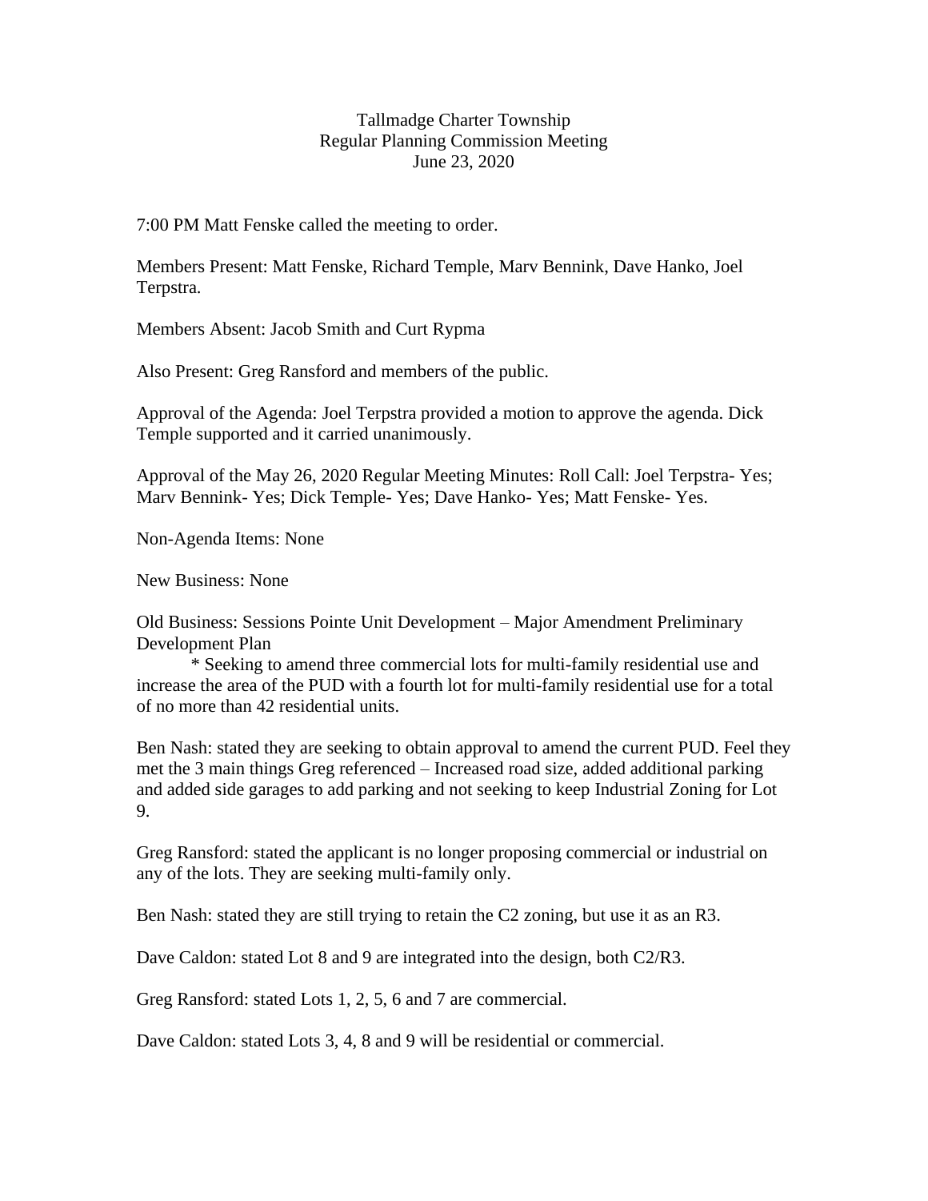Tallmadge Charter Township
Regular Planning Commission Meeting
June 23, 2020

7:00 PM Matt Fenske called the meeting to order.

Members Present: Matt Fenske, Richard Temple, Marv Bennink, Dave Hanko, Joel Terpstra.

Members Absent: Jacob Smith and Curt Rypma

Also Present: Greg Ransford and members of the public.

Approval of the Agenda: Joel Terpstra provided a motion to approve the agenda. Dick Temple supported and it carried unanimously.

Approval of the May 26, 2020 Regular Meeting Minutes: Roll Call: Joel Terpstra- Yes; Marv Bennink- Yes; Dick Temple- Yes; Dave Hanko- Yes; Matt Fenske- Yes.

Non-Agenda Items: None

New Business: None

Old Business: Sessions Pointe Unit Development – Major Amendment Preliminary Development Plan

* Seeking to amend three commercial lots for multi-family residential use and increase the area of the PUD with a fourth lot for multi-family residential use for a total of no more than 42 residential units.

Ben Nash: stated they are seeking to obtain approval to amend the current PUD. Feel they met the 3 main things Greg referenced – Increased road size, added additional parking and added side garages to add parking and not seeking to keep Industrial Zoning for Lot 9.

Greg Ransford: stated the applicant is no longer proposing commercial or industrial on any of the lots. They are seeking multi-family only.

Ben Nash: stated they are still trying to retain the C2 zoning, but use it as an R3.

Dave Caldon: stated Lot 8 and 9 are integrated into the design, both C2/R3.

Greg Ransford: stated Lots 1, 2, 5, 6 and 7 are commercial.

Dave Caldon: stated Lots 3, 4, 8 and 9 will be residential or commercial.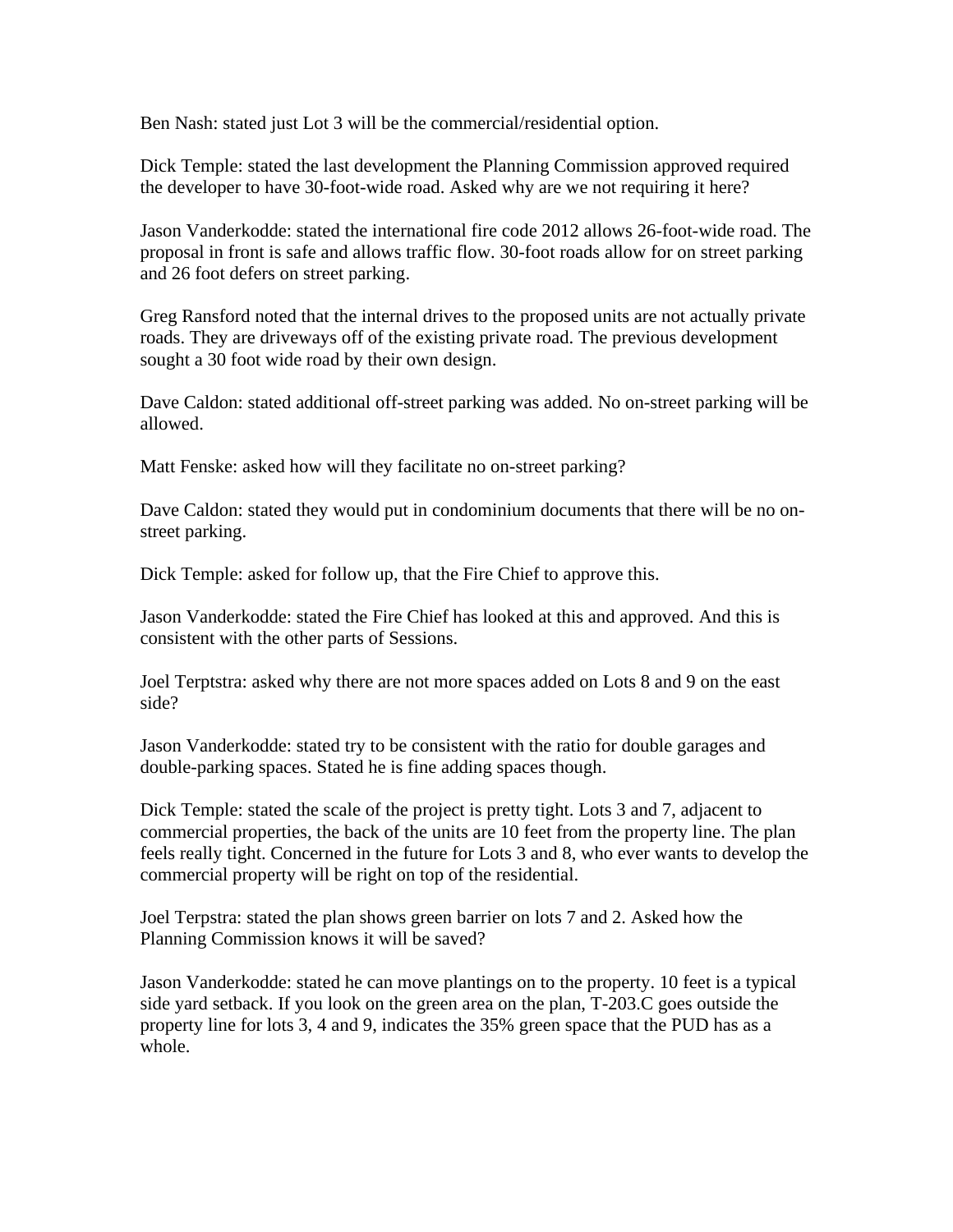Ben Nash: stated just Lot 3 will be the commercial/residential option.

Dick Temple: stated the last development the Planning Commission approved required the developer to have 30-foot-wide road. Asked why are we not requiring it here?

Jason Vanderkodde: stated the international fire code 2012 allows 26-foot-wide road. The proposal in front is safe and allows traffic flow. 30-foot roads allow for on street parking and 26 foot defers on street parking.

Greg Ransford noted that the internal drives to the proposed units are not actually private roads. They are driveways off of the existing private road. The previous development sought a 30 foot wide road by their own design.

Dave Caldon: stated additional off-street parking was added. No on-street parking will be allowed.

Matt Fenske: asked how will they facilitate no on-street parking?

Dave Caldon: stated they would put in condominium documents that there will be no on-street parking.

Dick Temple: asked for follow up, that the Fire Chief to approve this.

Jason Vanderkodde: stated the Fire Chief has looked at this and approved. And this is consistent with the other parts of Sessions.

Joel Terptstra: asked why there are not more spaces added on Lots 8 and 9 on the east side?

Jason Vanderkodde: stated try to be consistent with the ratio for double garages and double-parking spaces. Stated he is fine adding spaces though.

Dick Temple: stated the scale of the project is pretty tight. Lots 3 and 7, adjacent to commercial properties, the back of the units are 10 feet from the property line. The plan feels really tight. Concerned in the future for Lots 3 and 8, who ever wants to develop the commercial property will be right on top of the residential.

Joel Terpstra: stated the plan shows green barrier on lots 7 and 2. Asked how the Planning Commission knows it will be saved?

Jason Vanderkodde: stated he can move plantings on to the property. 10 feet is a typical side yard setback. If you look on the green area on the plan, T-203.C goes outside the property line for lots 3, 4 and 9, indicates the 35% green space that the PUD has as a whole.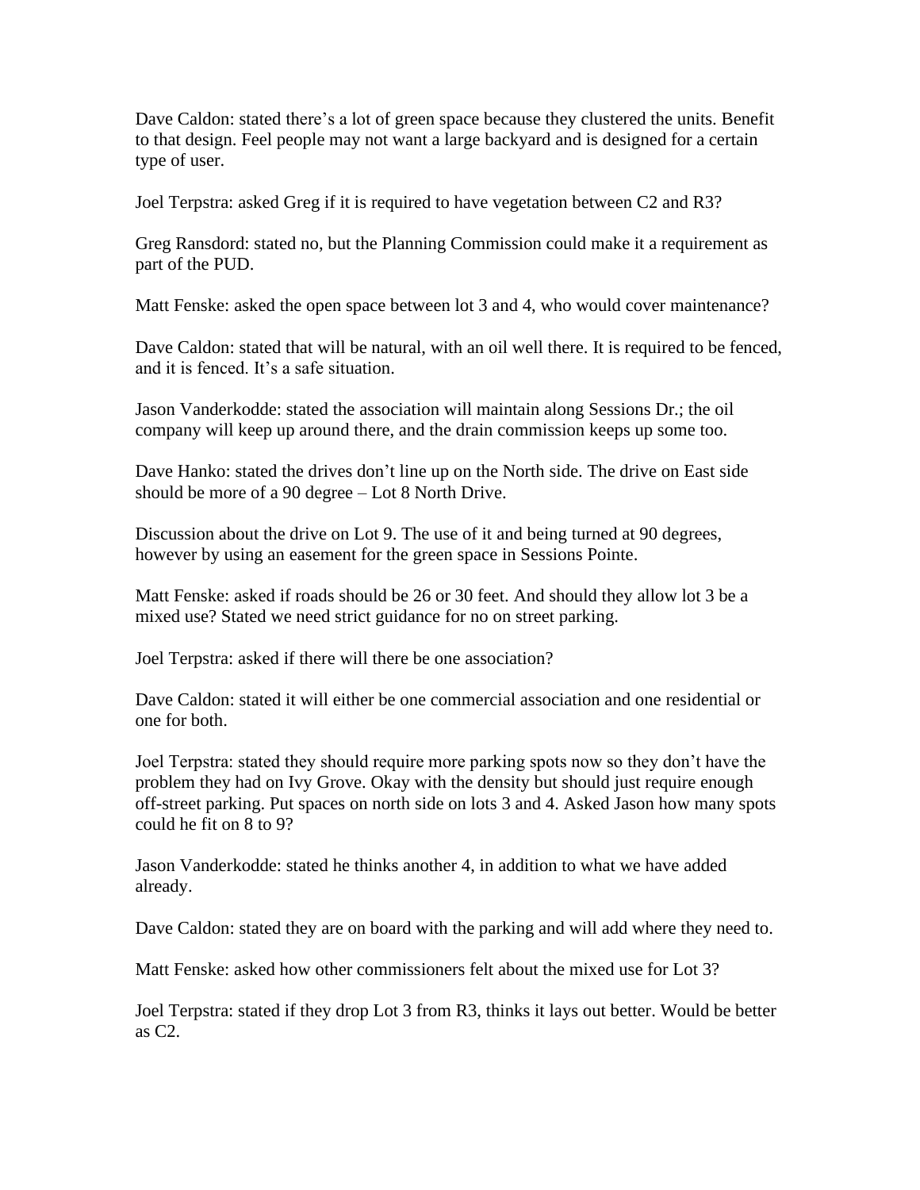Dave Caldon: stated there's a lot of green space because they clustered the units. Benefit to that design. Feel people may not want a large backyard and is designed for a certain type of user.

Joel Terpstra: asked Greg if it is required to have vegetation between C2 and R3?

Greg Ransdord: stated no, but the Planning Commission could make it a requirement as part of the PUD.

Matt Fenske: asked the open space between lot 3 and 4, who would cover maintenance?

Dave Caldon: stated that will be natural, with an oil well there. It is required to be fenced, and it is fenced. It's a safe situation.

Jason Vanderkodde: stated the association will maintain along Sessions Dr.; the oil company will keep up around there, and the drain commission keeps up some too.

Dave Hanko: stated the drives don't line up on the North side. The drive on East side should be more of a 90 degree – Lot 8 North Drive.

Discussion about the drive on Lot 9. The use of it and being turned at 90 degrees, however by using an easement for the green space in Sessions Pointe.

Matt Fenske: asked if roads should be 26 or 30 feet. And should they allow lot 3 be a mixed use? Stated we need strict guidance for no on street parking.

Joel Terpstra: asked if there will there be one association?

Dave Caldon: stated it will either be one commercial association and one residential or one for both.

Joel Terpstra: stated they should require more parking spots now so they don't have the problem they had on Ivy Grove. Okay with the density but should just require enough off-street parking. Put spaces on north side on lots 3 and 4. Asked Jason how many spots could he fit on 8 to 9?

Jason Vanderkodde: stated he thinks another 4, in addition to what we have added already.

Dave Caldon: stated they are on board with the parking and will add where they need to.

Matt Fenske: asked how other commissioners felt about the mixed use for Lot 3?

Joel Terpstra: stated if they drop Lot 3 from R3, thinks it lays out better. Would be better as C2.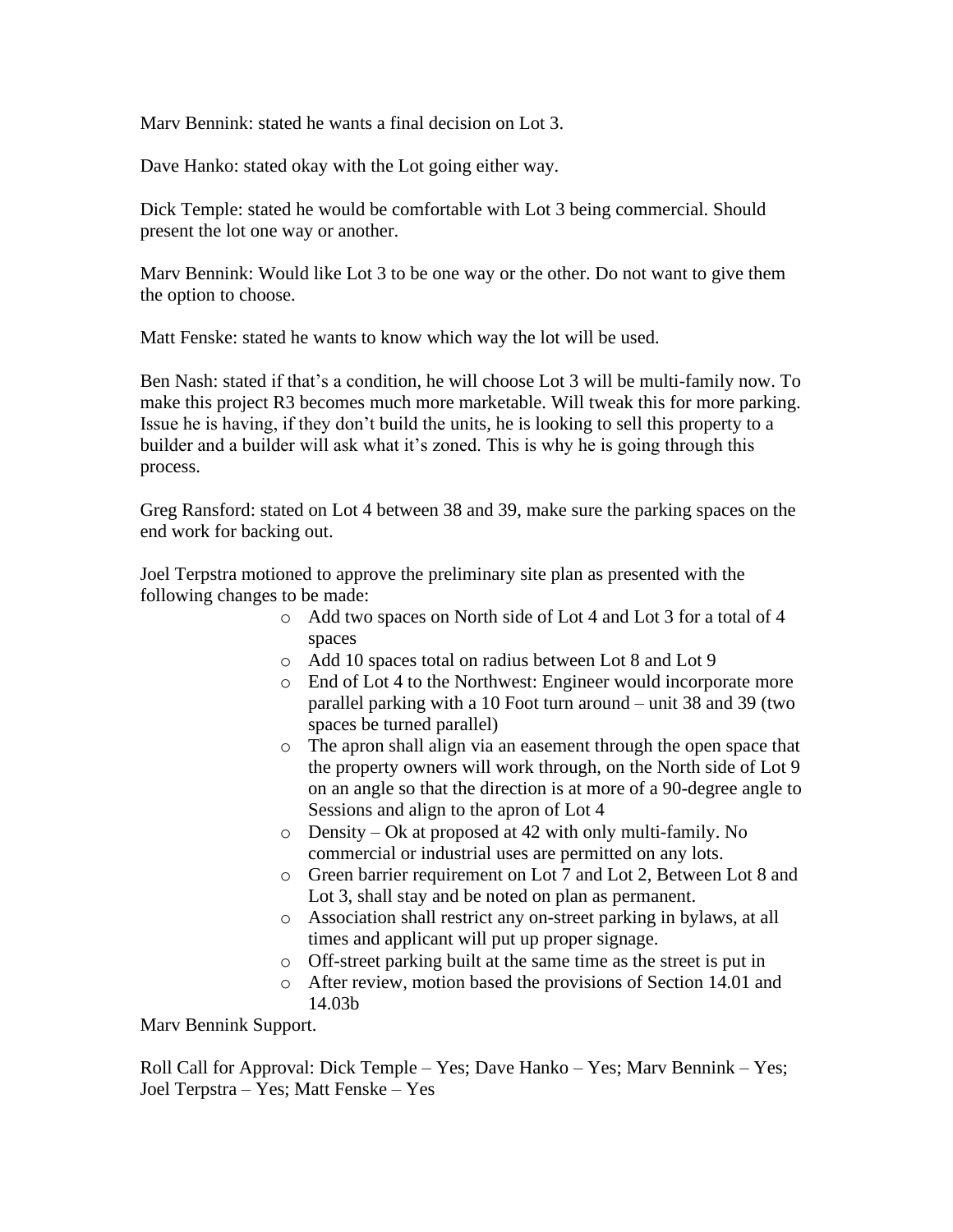Marv Bennink: stated he wants a final decision on Lot 3.

Dave Hanko: stated okay with the Lot going either way.

Dick Temple: stated he would be comfortable with Lot 3 being commercial. Should present the lot one way or another.

Marv Bennink: Would like Lot 3 to be one way or the other. Do not want to give them the option to choose.

Matt Fenske: stated he wants to know which way the lot will be used.

Ben Nash: stated if that's a condition, he will choose Lot 3 will be multi-family now. To make this project R3 becomes much more marketable. Will tweak this for more parking. Issue he is having, if they don't build the units, he is looking to sell this property to a builder and a builder will ask what it's zoned. This is why he is going through this process.

Greg Ransford: stated on Lot 4 between 38 and 39, make sure the parking spaces on the end work for backing out.

Joel Terpstra motioned to approve the preliminary site plan as presented with the following changes to be made:

- Add two spaces on North side of Lot 4 and Lot 3 for a total of 4 spaces
- Add 10 spaces total on radius between Lot 8 and Lot 9
- End of Lot 4 to the Northwest: Engineer would incorporate more parallel parking with a 10 Foot turn around – unit 38 and 39 (two spaces be turned parallel)
- The apron shall align via an easement through the open space that the property owners will work through, on the North side of Lot 9 on an angle so that the direction is at more of a 90-degree angle to Sessions and align to the apron of Lot 4
- Density – Ok at proposed at 42 with only multi-family. No commercial or industrial uses are permitted on any lots.
- Green barrier requirement on Lot 7 and Lot 2, Between Lot 8 and Lot 3, shall stay and be noted on plan as permanent.
- Association shall restrict any on-street parking in bylaws, at all times and applicant will put up proper signage.
- Off-street parking built at the same time as the street is put in
- After review, motion based the provisions of Section 14.01 and 14.03b

Marv Bennink Support.

Roll Call for Approval: Dick Temple – Yes; Dave Hanko – Yes; Marv Bennink – Yes; Joel Terpstra – Yes; Matt Fenske – Yes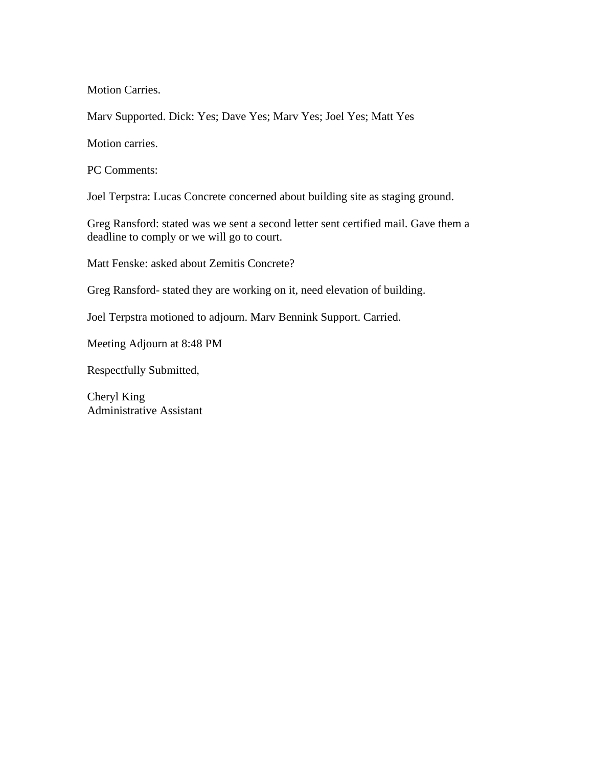Motion Carries.

Marv Supported. Dick: Yes; Dave Yes; Marv Yes; Joel Yes; Matt Yes

Motion carries.

PC Comments:

Joel Terpstra: Lucas Concrete concerned about building site as staging ground.

Greg Ransford: stated was we sent a second letter sent certified mail. Gave them a deadline to comply or we will go to court.

Matt Fenske: asked about Zemitis Concrete?

Greg Ransford- stated they are working on it, need elevation of building.

Joel Terpstra motioned to adjourn. Marv Bennink Support. Carried.

Meeting Adjourn at 8:48 PM

Respectfully Submitted,

Cheryl King  
Administrative Assistant